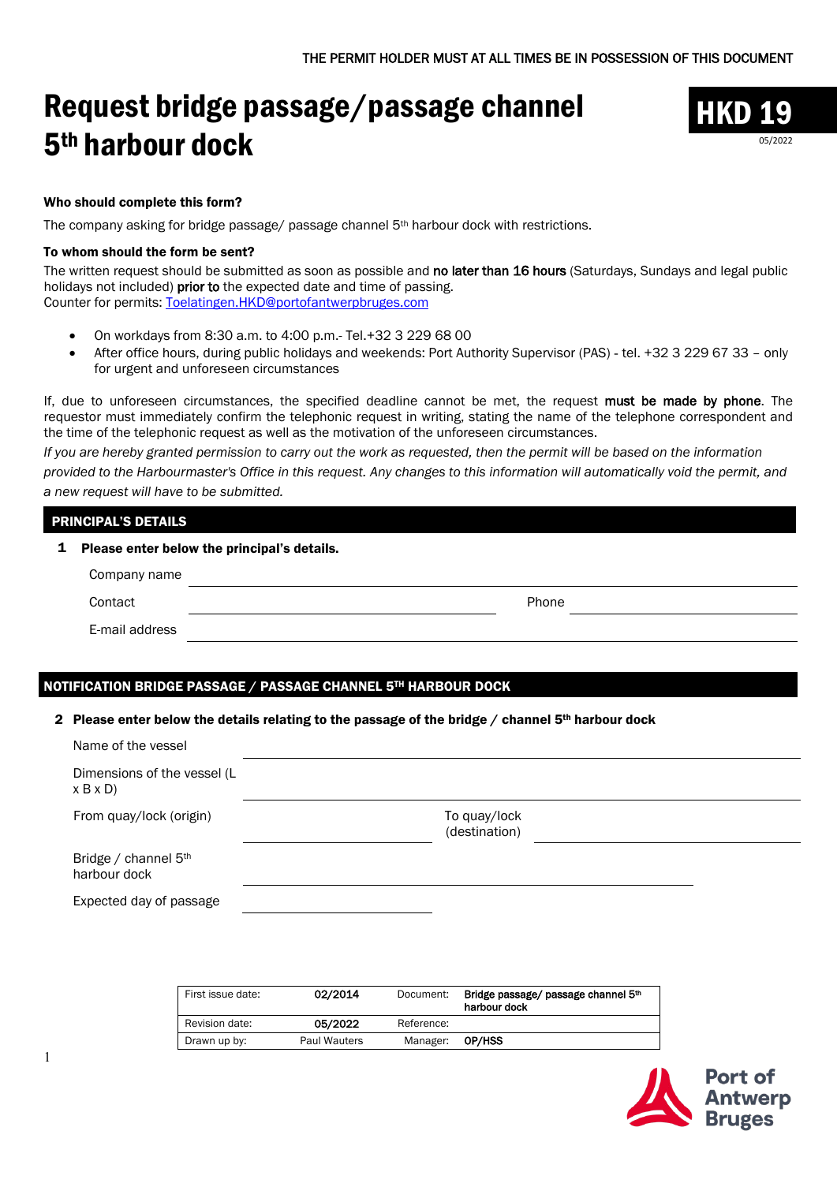THE PERMIT HOLDER MUST AT ALL TIMES BE IN POSSESSION OF THIS DOCUMENT

# Request bridge passage/passage channel 5th harbour dock

**HKD 19**

05/2022

**Who should complete this form?**

The company asking for bridge passage/ passage channel 5th harbour dock with restrictions.

**To whom should the form be sent?**

The written request should be submitted as soon as possible and **no later than 16 hours** (Saturdays, Sundays and legal public holidays not included) **prior to** the expected date and time of passing.
Counter for permits: Toelatingen.HKD@portofantwerpbruges.com

- On workdays from 8:30 a.m. to 4:00 p.m.- Tel.+32 3 229 68 00
- After office hours, during public holidays and weekends: Port Authority Supervisor (PAS) - tel. +32 3 229 67 33 – only for urgent and unforeseen circumstances

If, due to unforeseen circumstances, the specified deadline cannot be met, the request **must be made by phone**. The requestor must immediately confirm the telephonic request in writing, stating the name of the telephone correspondent and the time of the telephonic request as well as the motivation of the unforeseen circumstances.

*If you are hereby granted permission to carry out the work as requested, then the permit will be based on the information provided to the Harbourmaster's Office in this request. Any changes to this information will automatically void the permit, and a new request will have to submitted.*

## PRINCIPAL'S DETAILS

**1 Please enter below the principal's details.**

Company name ______________________________

Contact ______________________________ Phone ______________________________

E-mail address ______________________________

## NOTIFICATION BRIDGE PASSAGE / PASSAGE CHANNEL 5TH HARBOUR DOCK

**2 Please enter below the details relating to the passage of the bridge / channel 5th harbour dock**

Name of the vessel ______________________________

Dimensions of the vessel (L x B x D) ______________________________

From quay/lock (origin) ______________________________ To quay/lock (destination) ______________________________

Bridge / channel 5th harbour dock ______________________________

Expected day of passage ______________________________

| First issue date: | 02/2014 | Document: | Bridge passage/ passage channel 5th harbour dock |
|---|---|---|---|
| Revision date: | 05/2022 | Reference: | |
| Drawn up by: | Paul Wauters | Manager: | OP/HSS |

Port of Antwerp Bruges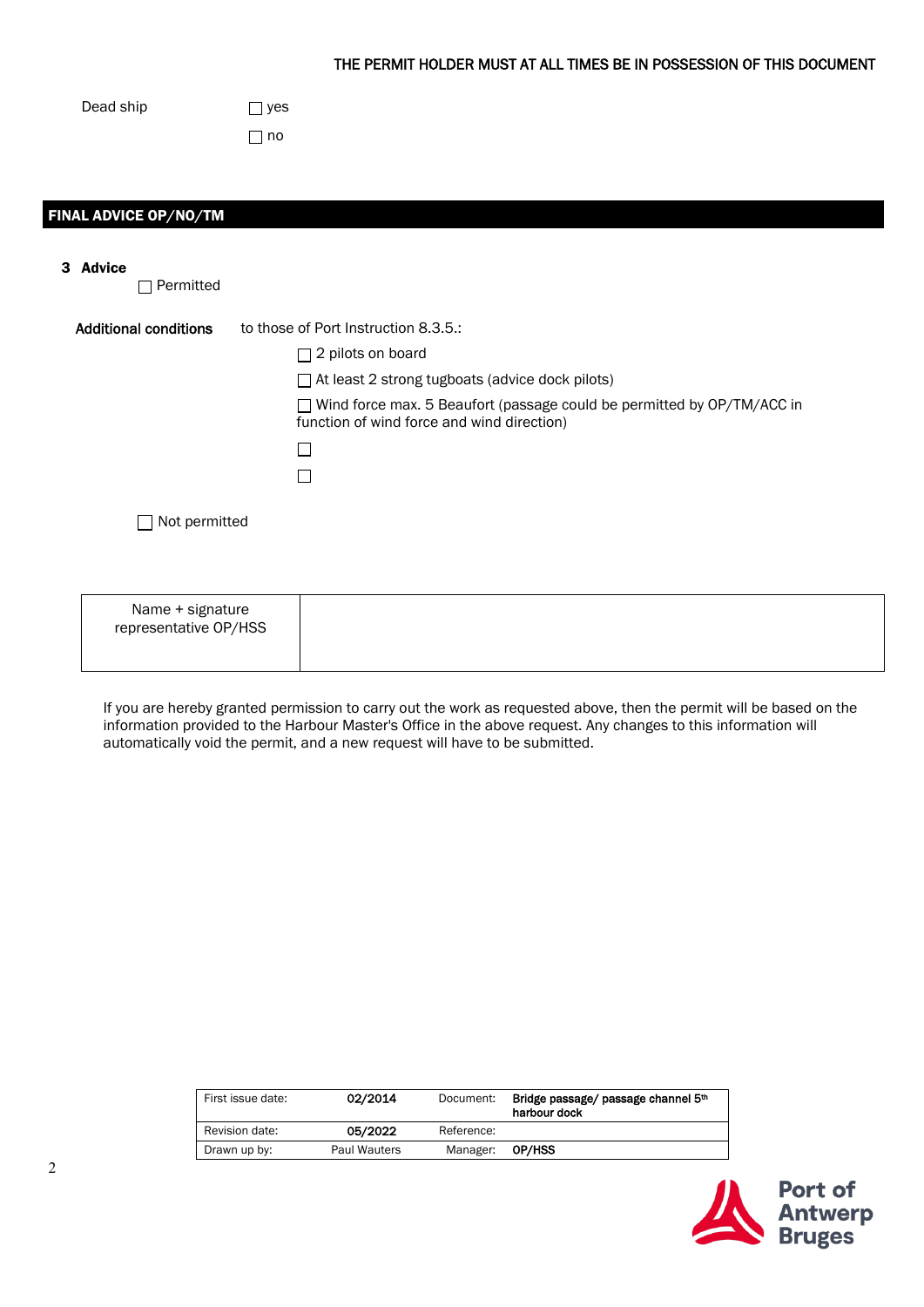THE PERMIT HOLDER MUST AT ALL TIMES BE IN POSSESSION OF THIS DOCUMENT

Dead ship ☐ yes

☐ no

## FINAL ADVICE OP/NO/TM

### 3 Advice

☐ Permitted

**Additional conditions** to those of Port Instruction 8.3.5.:

☐ 2 pilots on board

☐ At least 2 strong tugboats (advice dock pilots)

☐ Wind force max. 5 Beaufort (passage could be permitted by OP/TM/ACC in function of wind force and wind direction)

☐

☐

☐ Not permitted

| | |
|---|---|
| Name + signature representative OP/HSS | |

If you are hereby granted permission to carry out the work as requested above, then the permit will be based on the information provided to the Harbour Master's Office in the above request. Any changes to this information will automatically void the permit, and a new request will have to be submitted.

| | | | |
|---|---|---|---|
| First issue date: | 02/2014 | Document: | Bridge passage/ passage channel 5th harbour dock |
| Revision date: | 05/2022 | Reference: | |
| Drawn up by: | Paul Wauters | Manager: | OP/HSS |

Port of Antwerp Bruges